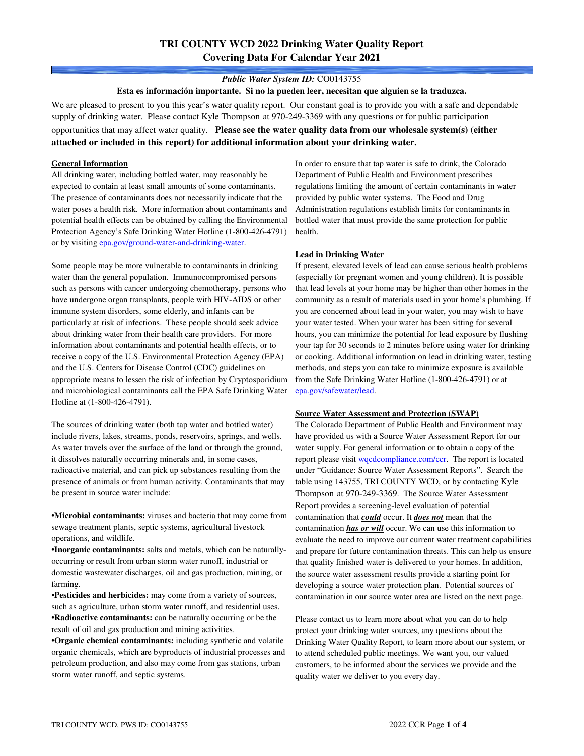# TRI COUNTY WCD 2022 Drinking Water Quality Report
## Covering Data For Calendar Year 2021

***Public Water System ID:*** CO0143755

**Esta es información importante. Si no la pueden leer, necesitan que alguien se la traduzca.**

We are pleased to present to you this year's water quality report. Our constant goal is to provide you with a safe and dependable supply of drinking water. Please contact Kyle Thompson at 970-249-3369 with any questions or for public participation opportunities that may affect water quality. **Please see the water quality data from our wholesale system(s) (either attached or included in this report) for additional information about your drinking water.**

### General Information

All drinking water, including bottled water, may reasonably be expected to contain at least small amounts of some contaminants. The presence of contaminants does not necessarily indicate that the water poses a health risk. More information about contaminants and potential health effects can be obtained by calling the Environmental Protection Agency's Safe Drinking Water Hotline (1-800-426-4791) or by visiting epa.gov/ground-water-and-drinking-water.

Some people may be more vulnerable to contaminants in drinking water than the general population. Immunocompromised persons such as persons with cancer undergoing chemotherapy, persons who have undergone organ transplants, people with HIV-AIDS or other immune system disorders, some elderly, and infants can be particularly at risk of infections. These people should seek advice about drinking water from their health care providers. For more information about contaminants and potential health effects, or to receive a copy of the U.S. Environmental Protection Agency (EPA) and the U.S. Centers for Disease Control (CDC) guidelines on appropriate means to lessen the risk of infection by Cryptosporidium and microbiological contaminants call the EPA Safe Drinking Water Hotline at (1-800-426-4791).

The sources of drinking water (both tap water and bottled water) include rivers, lakes, streams, ponds, reservoirs, springs, and wells. As water travels over the surface of the land or through the ground, it dissolves naturally occurring minerals and, in some cases, radioactive material, and can pick up substances resulting from the presence of animals or from human activity. Contaminants that may be present in source water include:

- **Microbial contaminants:** viruses and bacteria that may come from sewage treatment plants, septic systems, agricultural livestock operations, and wildlife.
- **Inorganic contaminants:** salts and metals, which can be naturally-occurring or result from urban storm water runoff, industrial or domestic wastewater discharges, oil and gas production, mining, or farming.
- **Pesticides and herbicides:** may come from a variety of sources, such as agriculture, urban storm water runoff, and residential uses.
- **Radioactive contaminants:** can be naturally occurring or be the result of oil and gas production and mining activities.
- **Organic chemical contaminants:** including synthetic and volatile organic chemicals, which are byproducts of industrial processes and petroleum production, and also may come from gas stations, urban storm water runoff, and septic systems.

In order to ensure that tap water is safe to drink, the Colorado Department of Public Health and Environment prescribes regulations limiting the amount of certain contaminants in water provided by public water systems. The Food and Drug Administration regulations establish limits for contaminants in bottled water that must provide the same protection for public health.

### Lead in Drinking Water

If present, elevated levels of lead can cause serious health problems (especially for pregnant women and young children). It is possible that lead levels at your home may be higher than other homes in the community as a result of materials used in your home's plumbing. If you are concerned about lead in your water, you may wish to have your water tested. When your water has been sitting for several hours, you can minimize the potential for lead exposure by flushing your tap for 30 seconds to 2 minutes before using water for drinking or cooking. Additional information on lead in drinking water, testing methods, and steps you can take to minimize exposure is available from the Safe Drinking Water Hotline (1-800-426-4791) or at epa.gov/safewater/lead.

### Source Water Assessment and Protection (SWAP)

The Colorado Department of Public Health and Environment may have provided us with a Source Water Assessment Report for our water supply. For general information or to obtain a copy of the report please visit wqcdcompliance.com/ccr. The report is located under "Guidance: Source Water Assessment Reports". Search the table using 143755, TRI COUNTY WCD, or by contacting Kyle Thompson at 970-249-3369. The Source Water Assessment Report provides a screening-level evaluation of potential contamination that ***could*** occur. It ***does not*** mean that the contamination ***has or will*** occur. We can use this information to evaluate the need to improve our current water treatment capabilities and prepare for future contamination threats. This can help us ensure that quality finished water is delivered to your homes. In addition, the source water assessment results provide a starting point for developing a source water protection plan. Potential sources of contamination in our source water area are listed on the next page.

Please contact us to learn more about what you can do to help protect your drinking water sources, any questions about the Drinking Water Quality Report, to learn more about our system, or to attend scheduled public meetings. We want you, our valued customers, to be informed about the services we provide and the quality water we deliver to you every day.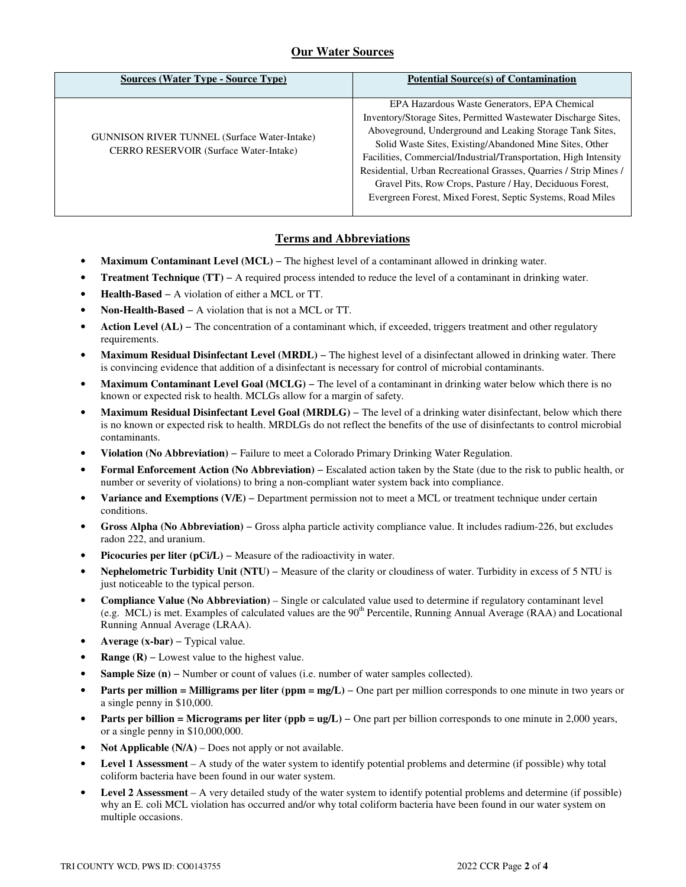## Our Water Sources

| Sources (Water Type - Source Type) | Potential Source(s) of Contamination |
|---|---|
| GUNNISON RIVER TUNNEL (Surface Water-Intake)<br>CERRO RESERVOIR (Surface Water-Intake) | EPA Hazardous Waste Generators, EPA Chemical Inventory/Storage Sites, Permitted Wastewater Discharge Sites, Aboveground, Underground and Leaking Storage Tank Sites, Solid Waste Sites, Existing/Abandoned Mine Sites, Other Facilities, Commercial/Industrial/Transportation, High Intensity Residential, Urban Recreational Grasses, Quarries / Strip Mines / Gravel Pits, Row Crops, Pasture / Hay, Deciduous Forest, Evergreen Forest, Mixed Forest, Septic Systems, Road Miles |

## Terms and Abbreviations

- **Maximum Contaminant Level (MCL) –** The highest level of a contaminant allowed in drinking water.
- **Treatment Technique (TT) –** A required process intended to reduce the level of a contaminant in drinking water.
- **Health-Based –** A violation of either a MCL or TT.
- **Non-Health-Based –** A violation that is not a MCL or TT.
- **Action Level (AL) –** The concentration of a contaminant which, if exceeded, triggers treatment and other regulatory requirements.
- **Maximum Residual Disinfectant Level (MRDL) –** The highest level of a disinfectant allowed in drinking water. There is convincing evidence that addition of a disinfectant is necessary for control of microbial contaminants.
- **Maximum Contaminant Level Goal (MCLG) –** The level of a contaminant in drinking water below which there is no known or expected risk to health. MCLGs allow for a margin of safety.
- **Maximum Residual Disinfectant Level Goal (MRDLG) –** The level of a drinking water disinfectant, below which there is no known or expected risk to health. MRDLGs do not reflect the benefits of the use of disinfectants to control microbial contaminants.
- **Violation (No Abbreviation) –** Failure to meet a Colorado Primary Drinking Water Regulation.
- **Formal Enforcement Action (No Abbreviation) –** Escalated action taken by the State (due to the risk to public health, or number or severity of violations) to bring a non-compliant water system back into compliance.
- **Variance and Exemptions (V/E) –** Department permission not to meet a MCL or treatment technique under certain conditions.
- **Gross Alpha (No Abbreviation) –** Gross alpha particle activity compliance value. It includes radium-226, but excludes radon 222, and uranium.
- **Picocuries per liter (pCi/L) –** Measure of the radioactivity in water.
- **Nephelometric Turbidity Unit (NTU) –** Measure of the clarity or cloudiness of water. Turbidity in excess of 5 NTU is just noticeable to the typical person.
- **Compliance Value (No Abbreviation)** – Single or calculated value used to determine if regulatory contaminant level (e.g. MCL) is met. Examples of calculated values are the 90th Percentile, Running Annual Average (RAA) and Locational Running Annual Average (LRAA).
- **Average (x-bar) –** Typical value.
- **Range (R) –** Lowest value to the highest value.
- **Sample Size (n) –** Number or count of values (i.e. number of water samples collected).
- **Parts per million = Milligrams per liter (ppm = mg/L) –** One part per million corresponds to one minute in two years or a single penny in $10,000.
- **Parts per billion = Micrograms per liter (ppb = ug/L) –** One part per billion corresponds to one minute in 2,000 years, or a single penny in $10,000,000.
- **Not Applicable (N/A)** – Does not apply or not available.
- **Level 1 Assessment** – A study of the water system to identify potential problems and determine (if possible) why total coliform bacteria have been found in our water system.
- **Level 2 Assessment** – A very detailed study of the water system to identify potential problems and determine (if possible) why an E. coli MCL violation has occurred and/or why total coliform bacteria have been found in our water system on multiple occasions.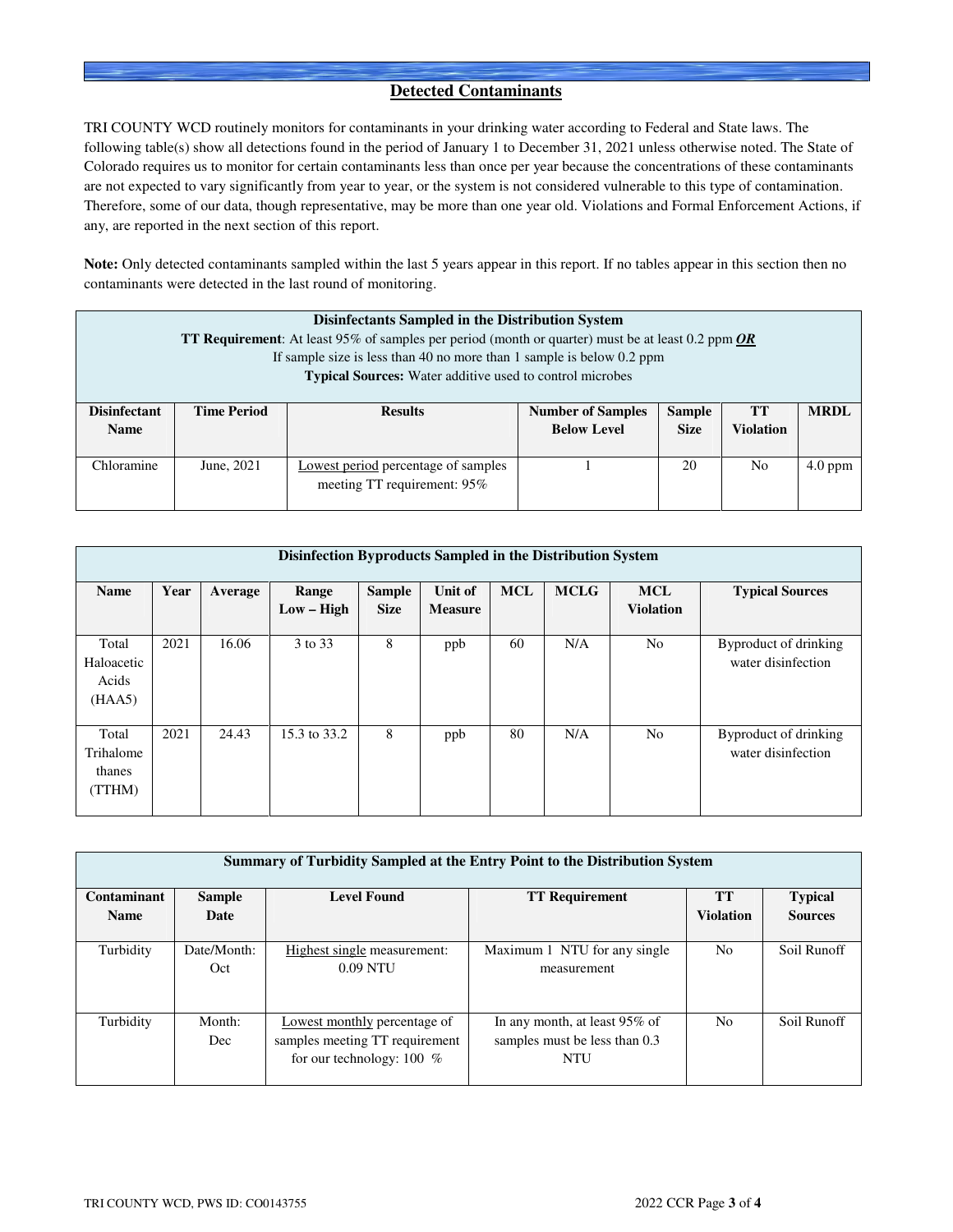## Detected Contaminants

TRI COUNTY WCD routinely monitors for contaminants in your drinking water according to Federal and State laws. The following table(s) show all detections found in the period of January 1 to December 31, 2021 unless otherwise noted. The State of Colorado requires us to monitor for certain contaminants less than once per year because the concentrations of these contaminants are not expected to vary significantly from year to year, or the system is not considered vulnerable to this type of contamination. Therefore, some of our data, though representative, may be more than one year old. Violations and Formal Enforcement Actions, if any, are reported in the next section of this report.

**Note:** Only detected contaminants sampled within the last 5 years appear in this report. If no tables appear in this section then no contaminants were detected in the last round of monitoring.

**Disinfectants Sampled in the Distribution System**
**TT Requirement**: At least 95% of samples per period (month or quarter) must be at least 0.2 ppm ***OR***
If sample size is less than 40 no more than 1 sample is below 0.2 ppm
**Typical Sources:** Water additive used to control microbes

| Disinfectant Name | Time Period | Results | Number of Samples Below Level | Sample Size | TT Violation | MRDL |
|---|---|---|---|---|---|---|
| Chloramine | June, 2021 | Lowest period percentage of samples meeting TT requirement: 95% | 1 | 20 | No | 4.0 ppm |

**Disinfection Byproducts Sampled in the Distribution System**

| Name | Year | Average | Range Low – High | Sample Size | Unit of Measure | MCL | MCLG | MCL Violation | Typical Sources |
|---|---|---|---|---|---|---|---|---|---|
| Total Haloacetic Acids (HAA5) | 2021 | 16.06 | 3 to 33 | 8 | ppb | 60 | N/A | No | Byproduct of drinking water disinfection |
| Total Trihalomethanes (TTHM) | 2021 | 24.43 | 15.3 to 33.2 | 8 | ppb | 80 | N/A | No | Byproduct of drinking water disinfection |

**Summary of Turbidity Sampled at the Entry Point to the Distribution System**

| Contaminant Name | Sample Date | Level Found | TT Requirement | TT Violation | Typical Sources |
|---|---|---|---|---|---|
| Turbidity | Date/Month: Oct | Highest single measurement: 0.09 NTU | Maximum 1 NTU for any single measurement | No | Soil Runoff |
| Turbidity | Month: Dec | Lowest monthly percentage of samples meeting TT requirement for our technology: 100 % | In any month, at least 95% of samples must be less than 0.3 NTU | No | Soil Runoff |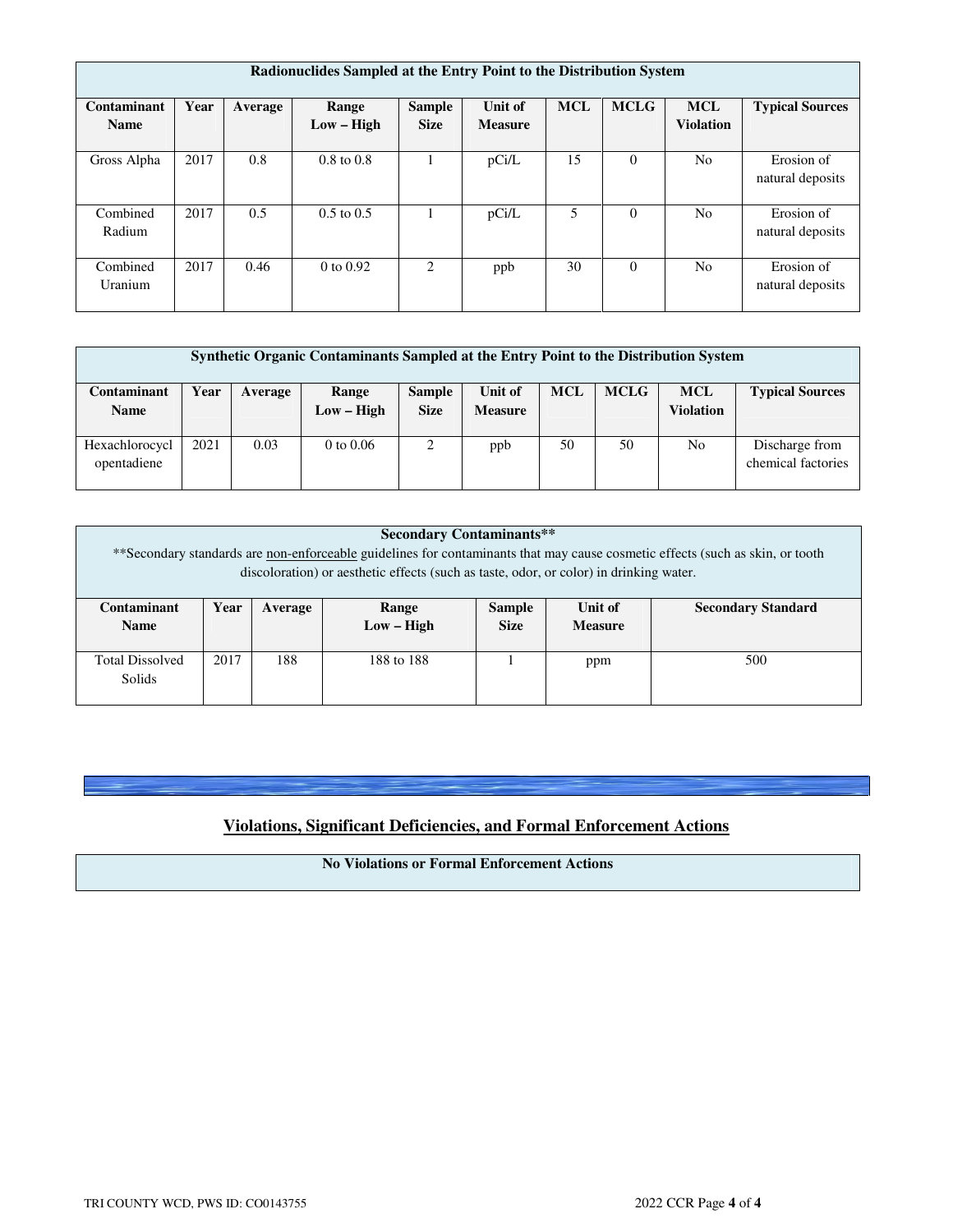| Radionuclides Sampled at the Entry Point to the Distribution System | | | | | | | | | |
|---|---|---|---|---|---|---|---|---|---|
| **Contaminant Name** | **Year** | **Average** | **Range Low – High** | **Sample Size** | **Unit of Measure** | **MCL** | **MCLG** | **MCL Violation** | **Typical Sources** |
| Gross Alpha | 2017 | 0.8 | 0.8 to 0.8 | 1 | pCi/L | 15 | 0 | No | Erosion of natural deposits |
| Combined Radium | 2017 | 0.5 | 0.5 to 0.5 | 1 | pCi/L | 5 | 0 | No | Erosion of natural deposits |
| Combined Uranium | 2017 | 0.46 | 0 to 0.92 | 2 | ppb | 30 | 0 | No | Erosion of natural deposits |

| Synthetic Organic Contaminants Sampled at the Entry Point to the Distribution System | | | | | | | | | |
|---|---|---|---|---|---|---|---|---|---|
| **Contaminant Name** | **Year** | **Average** | **Range Low – High** | **Sample Size** | **Unit of Measure** | **MCL** | **MCLG** | **MCL Violation** | **Typical Sources** |
| Hexachlorocyclopentadiene | 2021 | 0.03 | 0 to 0.06 | 2 | ppb | 50 | 50 | No | Discharge from chemical factories |

| Secondary Contaminants** <br> **Secondary standards are non-enforceable guidelines for contaminants that may cause cosmetic effects (such as skin, or tooth discoloration) or aesthetic effects (such as taste, odor, or color) in drinking water. | | | | | | |
|---|---|---|---|---|---|---|
| **Contaminant Name** | **Year** | **Average** | **Range Low – High** | **Sample Size** | **Unit of Measure** | **Secondary Standard** |
| Total Dissolved Solids | 2017 | 188 | 188 to 188 | 1 | ppm | 500 |

## Violations, Significant Deficiencies, and Formal Enforcement Actions

**No Violations or Formal Enforcement Actions**